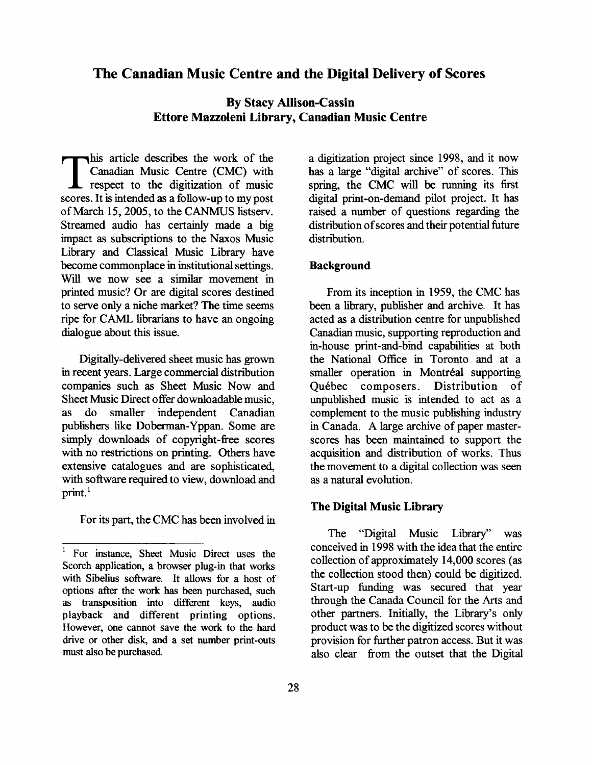# The Canadian Music Centre and the Digital Delivery of Scores

**By Stacy Allison-Cassin**
**Ettore Mazzoleni Library, Canadian Music Centre**

This article describes the work of the Canadian Music Centre (CMC) with respect to the digitization of music scores. It is intended as a follow-up to my post of March 15, 2005, to the CANMUS listserv. Streamed audio has certainly made a big impact as subscriptions to the Naxos Music Library and Classical Music Library have become commonplace in institutional settings. Will we now see a similar movement in printed music? Or are digital scores destined to serve only a niche market? The time seems ripe for CAML librarians to have an ongoing dialogue about this issue.

Digitally-delivered sheet music has grown in recent years. Large commercial distribution companies such as Sheet Music Now and Sheet Music Direct offer downloadable music, as do smaller independent Canadian publishers like Doberman-Yppan. Some are simply downloads of copyright-free scores with no restrictions on printing. Others have extensive catalogues and are sophisticated, with software required to view, download and print.[1]

For its part, the CMC has been involved in a digitization project since 1998, and it now has a large "digital archive" of scores. This spring, the CMC will be running its first digital print-on-demand pilot project. It has raised a number of questions regarding the distribution of scores and their potential future distribution.

## Background

From its inception in 1959, the CMC has been a library, publisher and archive. It has acted as a distribution centre for unpublished Canadian music, supporting reproduction and in-house print-and-bind capabilities at both the National Office in Toronto and at a smaller operation in Montréal supporting Québec composers. Distribution of unpublished music is intended to act as a complement to the music publishing industry in Canada. A large archive of paper master-scores has been maintained to support the acquisition and distribution of works. Thus the movement to a digital collection was seen as a natural evolution.

## The Digital Music Library

The "Digital Music Library" was conceived in 1998 with the idea that the entire collection of approximately 14,000 scores (as the collection stood then) could be digitized. Start-up funding was secured that year through the Canada Council for the Arts and other partners. Initially, the Library's only product was to be the digitized scores without provision for further patron access. But it was also clear from the outset that the Digital

[1] For instance, Sheet Music Direct uses the Scorch application, a browser plug-in that works with Sibelius software. It allows for a host of options after the work has been purchased, such as transposition into different keys, audio playback and different printing options. However, one cannot save the work to the hard drive or other disk, and a set number print-outs must also be purchased.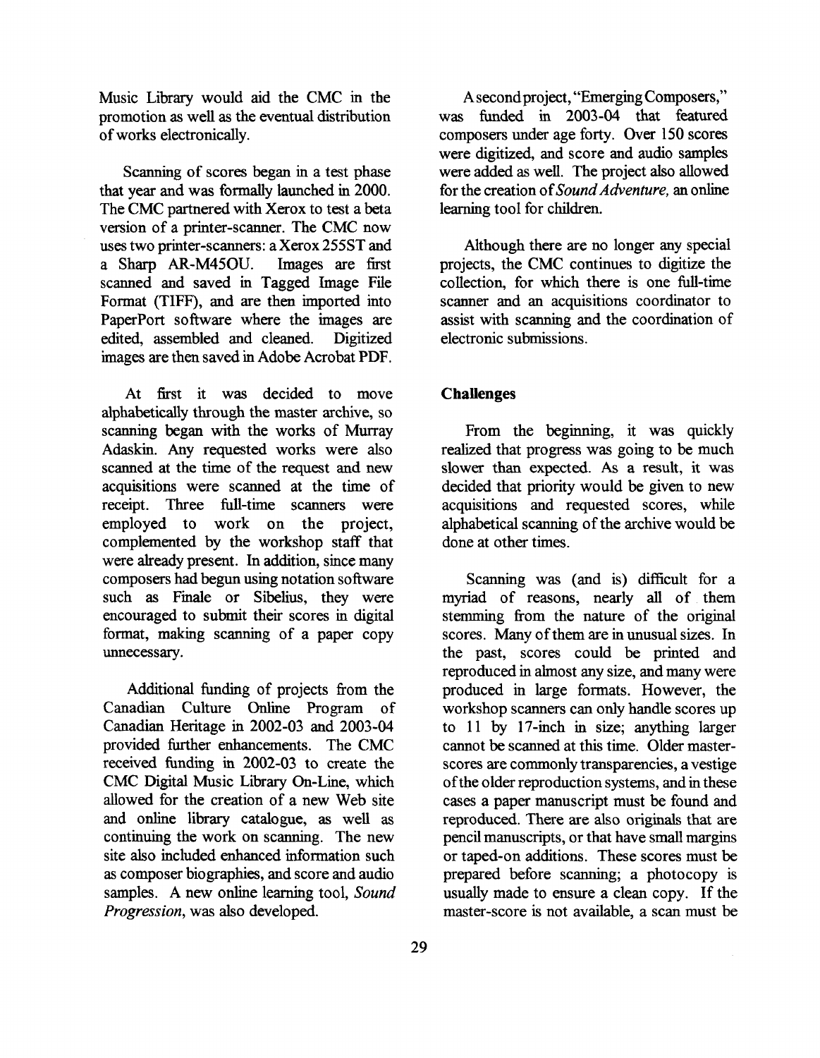Music Library would aid the CMC in the promotion as well as the eventual distribution of works electronically.

Scanning of scores began in a test phase that year and was formally launched in 2000. The CMC partnered with Xerox to test a beta version of a printer-scanner. The CMC now uses two printer-scanners: a Xerox 255ST and a Sharp AR-M45OU. Images are first scanned and saved in Tagged Image File Format (TIFF), and are then imported into PaperPort software where the images are edited, assembled and cleaned. Digitized images are then saved in Adobe Acrobat PDF.

At first it was decided to move alphabetically through the master archive, so scanning began with the works of Murray Adaskin. Any requested works were also scanned at the time of the request and new acquisitions were scanned at the time of receipt. Three full-time scanners were employed to work on the project, complemented by the workshop staff that were already present. In addition, since many composers had begun using notation software such as Finale or Sibelius, they were encouraged to submit their scores in digital format, making scanning of a paper copy unnecessary.

Additional funding of projects from the Canadian Culture Online Program of Canadian Heritage in 2002-03 and 2003-04 provided further enhancements. The CMC received funding in 2002-03 to create the CMC Digital Music Library On-Line, which allowed for the creation of a new Web site and online library catalogue, as well as continuing the work on scanning. The new site also included enhanced information such as composer biographies, and score and audio samples. A new online learning tool, *Sound Progression*, was also developed.

A second project, "Emerging Composers," was funded in 2003-04 that featured composers under age forty. Over 150 scores were digitized, and score and audio samples were added as well. The project also allowed for the creation of *Sound Adventure*, an online learning tool for children.

Although there are no longer any special projects, the CMC continues to digitize the collection, for which there is one full-time scanner and an acquisitions coordinator to assist with scanning and the coordination of electronic submissions.

**Challenges**

From the beginning, it was quickly realized that progress was going to be much slower than expected. As a result, it was decided that priority would be given to new acquisitions and requested scores, while alphabetical scanning of the archive would be done at other times.

Scanning was (and is) difficult for a myriad of reasons, nearly all of them stemming from the nature of the original scores. Many of them are in unusual sizes. In the past, scores could be printed and reproduced in almost any size, and many were produced in large formats. However, the workshop scanners can only handle scores up to 11 by 17-inch in size; anything larger cannot be scanned at this time. Older master-scores are commonly transparencies, a vestige of the older reproduction systems, and in these cases a paper manuscript must be found and reproduced. There are also originals that are pencil manuscripts, or that have small margins or taped-on additions. These scores must be prepared before scanning; a photocopy is usually made to ensure a clean copy. If the master-score is not available, a scan must be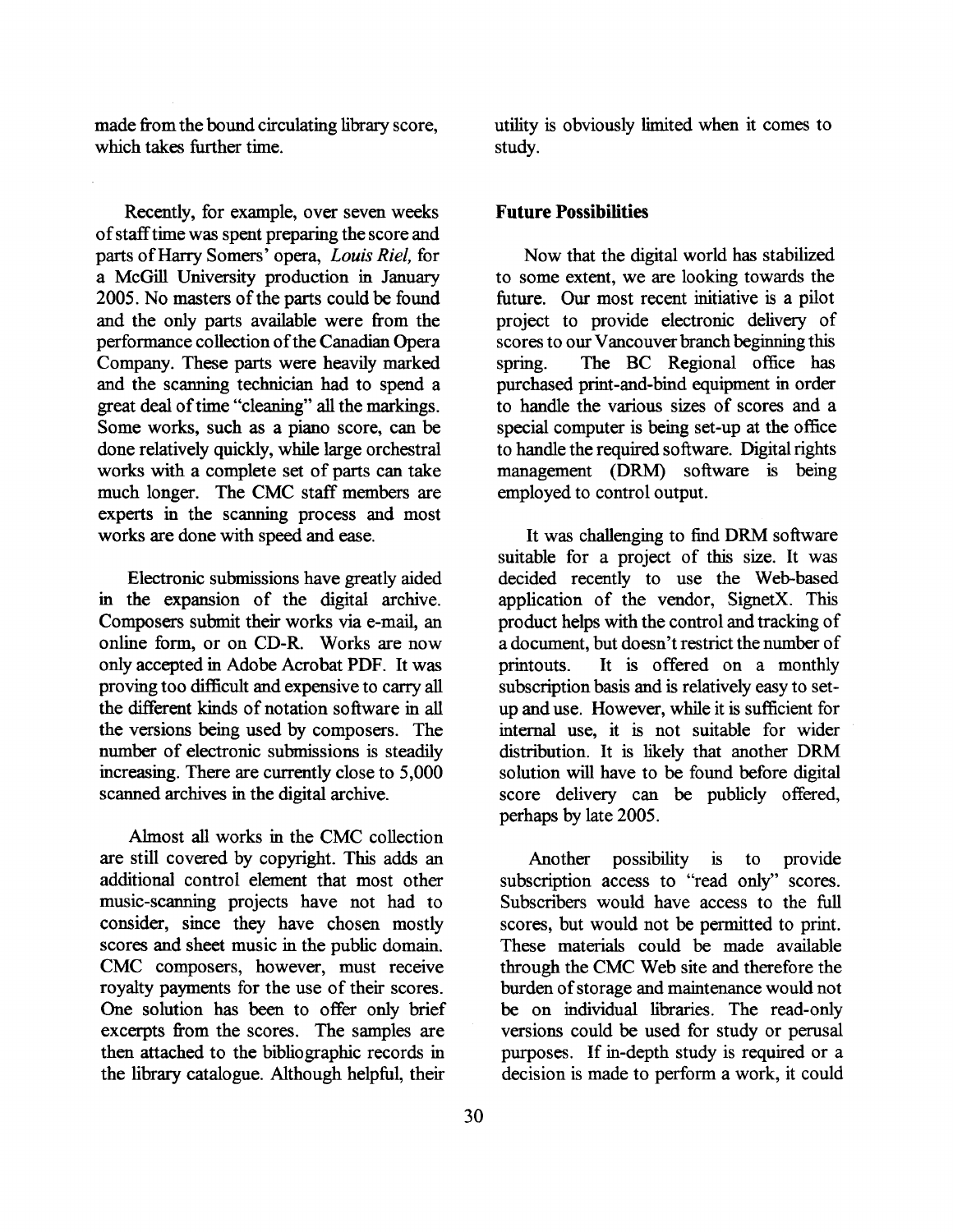made from the bound circulating library score, which takes further time.

Recently, for example, over seven weeks of staff time was spent preparing the score and parts of Harry Somers' opera, *Louis Riel,* for a McGill University production in January 2005. No masters of the parts could be found and the only parts available were from the performance collection of the Canadian Opera Company. These parts were heavily marked and the scanning technician had to spend a great deal of time "cleaning" all the markings. Some works, such as a piano score, can be done relatively quickly, while large orchestral works with a complete set of parts can take much longer. The CMC staff members are experts in the scanning process and most works are done with speed and ease.

Electronic submissions have greatly aided in the expansion of the digital archive. Composers submit their works via e-mail, an online form, or on CD-R. Works are now only accepted in Adobe Acrobat PDF. It was proving too difficult and expensive to carry all the different kinds of notation software in all the versions being used by composers. The number of electronic submissions is steadily increasing. There are currently close to 5,000 scanned archives in the digital archive.

Almost all works in the CMC collection are still covered by copyright. This adds an additional control element that most other music-scanning projects have not had to consider, since they have chosen mostly scores and sheet music in the public domain. CMC composers, however, must receive royalty payments for the use of their scores. One solution has been to offer only brief excerpts from the scores. The samples are then attached to the bibliographic records in the library catalogue. Although helpful, their utility is obviously limited when it comes to study.

**Future Possibilities**

Now that the digital world has stabilized to some extent, we are looking towards the future. Our most recent initiative is a pilot project to provide electronic delivery of scores to our Vancouver branch beginning this spring. The BC Regional office has purchased print-and-bind equipment in order to handle the various sizes of scores and a special computer is being set-up at the office to handle the required software. Digital rights management (DRM) software is being employed to control output.

It was challenging to find DRM software suitable for a project of this size. It was decided recently to use the Web-based application of the vendor, SignetX. This product helps with the control and tracking of a document, but doesn't restrict the number of printouts. It is offered on a monthly subscription basis and is relatively easy to set-up and use. However, while it is sufficient for internal use, it is not suitable for wider distribution. It is likely that another DRM solution will have to be found before digital score delivery can be publicly offered, perhaps by late 2005.

Another possibility is to provide subscription access to "read only" scores. Subscribers would have access to the full scores, but would not be permitted to print. These materials could be made available through the CMC Web site and therefore the burden of storage and maintenance would not be on individual libraries. The read-only versions could be used for study or perusal purposes. If in-depth study is required or a decision is made to perform a work, it could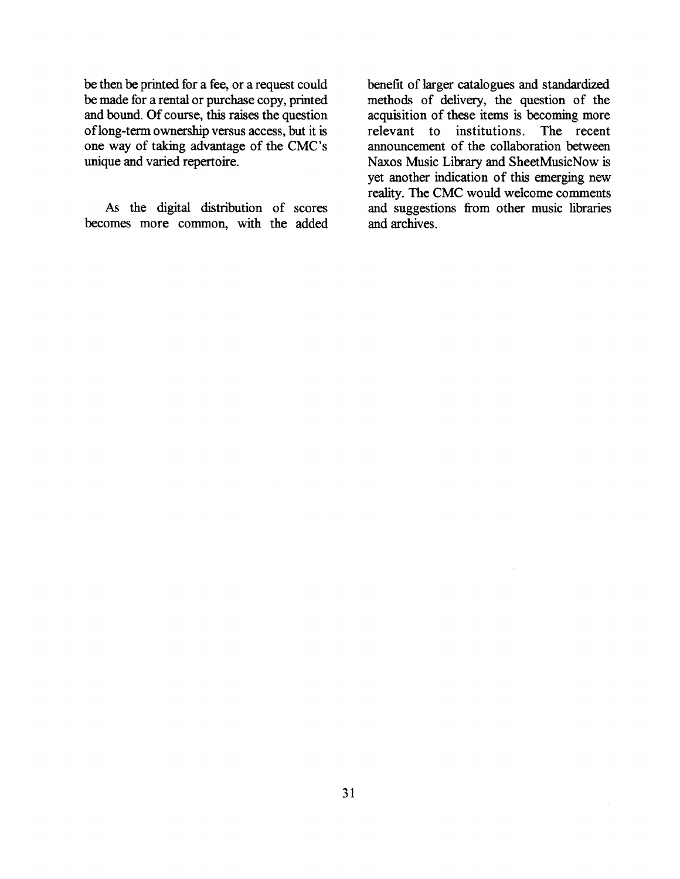be then be printed for a fee, or a request could be made for a rental or purchase copy, printed and bound. Of course, this raises the question of long-term ownership versus access, but it is one way of taking advantage of the CMC's unique and varied repertoire.

As the digital distribution of scores becomes more common, with the added benefit of larger catalogues and standardized methods of delivery, the question of the acquisition of these items is becoming more relevant to institutions. The recent announcement of the collaboration between Naxos Music Library and SheetMusicNow is yet another indication of this emerging new reality. The CMC would welcome comments and suggestions from other music libraries and archives.